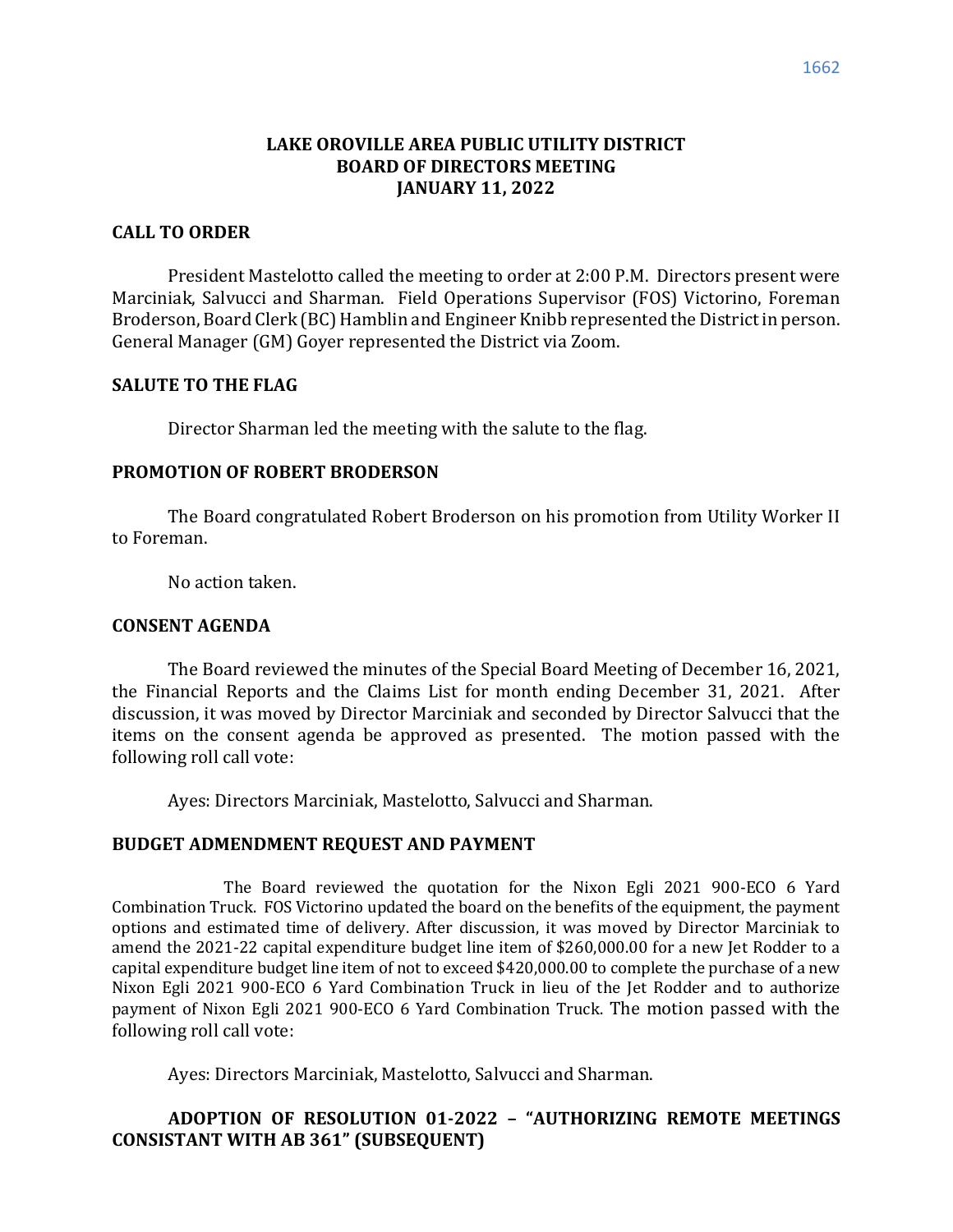# LAKE OROVILLE AREA PUBLIC UTILITY DISTRICT
# BOARD OF DIRECTORS MEETING
# JANUARY 11, 2022

## CALL TO ORDER

President Mastelotto called the meeting to order at 2:00 P.M. Directors present were Marciniak, Salvucci and Sharman. Field Operations Supervisor (FOS) Victorino, Foreman Broderson, Board Clerk (BC) Hamblin and Engineer Knibb represented the District in person. General Manager (GM) Goyer represented the District via Zoom.

## SALUTE TO THE FLAG

Director Sharman led the meeting with the salute to the flag.

## PROMOTION OF ROBERT BRODERSON

The Board congratulated Robert Broderson on his promotion from Utility Worker II to Foreman.

No action taken.

## CONSENT AGENDA

The Board reviewed the minutes of the Special Board Meeting of December 16, 2021, the Financial Reports and the Claims List for month ending December 31, 2021. After discussion, it was moved by Director Marciniak and seconded by Director Salvucci that the items on the consent agenda be approved as presented. The motion passed with the following roll call vote:

Ayes: Directors Marciniak, Mastelotto, Salvucci and Sharman.

## BUDGET ADMENDMENT REQUEST AND PAYMENT

The Board reviewed the quotation for the Nixon Egli 2021 900-ECO 6 Yard Combination Truck. FOS Victorino updated the board on the benefits of the equipment, the payment options and estimated time of delivery. After discussion, it was moved by Director Marciniak to amend the 2021-22 capital expenditure budget line item of $260,000.00 for a new Jet Rodder to a capital expenditure budget line item of not to exceed $420,000.00 to complete the purchase of a new Nixon Egli 2021 900-ECO 6 Yard Combination Truck in lieu of the Jet Rodder and to authorize payment of Nixon Egli 2021 900-ECO 6 Yard Combination Truck. The motion passed with the following roll call vote:

Ayes: Directors Marciniak, Mastelotto, Salvucci and Sharman.

## ADOPTION OF RESOLUTION 01-2022 – "AUTHORIZING REMOTE MEETINGS CONSISTANT WITH AB 361" (SUBSEQUENT)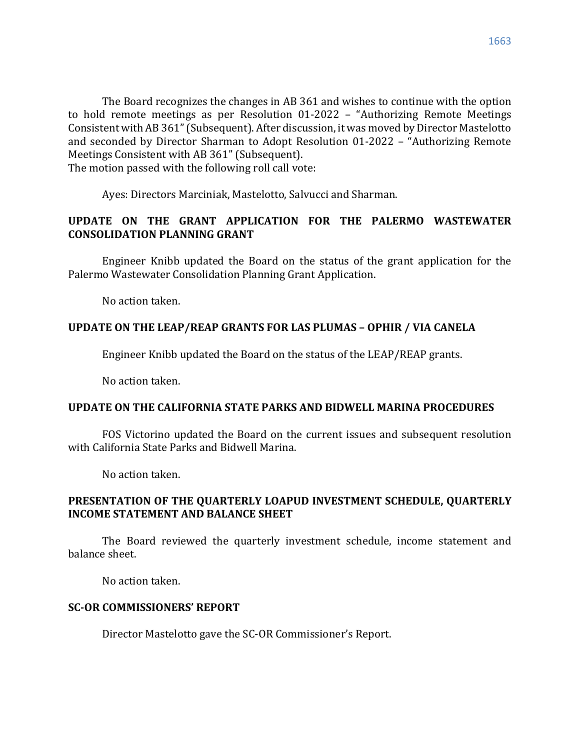The Board recognizes the changes in AB 361 and wishes to continue with the option to hold remote meetings as per Resolution 01-2022 – "Authorizing Remote Meetings Consistent with AB 361" (Subsequent). After discussion, it was moved by Director Mastelotto and seconded by Director Sharman to Adopt Resolution 01-2022 – "Authorizing Remote Meetings Consistent with AB 361" (Subsequent).
The motion passed with the following roll call vote:

Ayes: Directors Marciniak, Mastelotto, Salvucci and Sharman.

**UPDATE ON THE GRANT APPLICATION FOR THE PALERMO WASTEWATER CONSOLIDATION PLANNING GRANT**

Engineer Knibb updated the Board on the status of the grant application for the Palermo Wastewater Consolidation Planning Grant Application.

No action taken.

**UPDATE ON THE LEAP/REAP GRANTS FOR LAS PLUMAS – OPHIR / VIA CANELA**

Engineer Knibb updated the Board on the status of the LEAP/REAP grants.

No action taken.

**UPDATE ON THE CALIFORNIA STATE PARKS AND BIDWELL MARINA PROCEDURES**

FOS Victorino updated the Board on the current issues and subsequent resolution with California State Parks and Bidwell Marina.

No action taken.

**PRESENTATION OF THE QUARTERLY LOAPUD INVESTMENT SCHEDULE, QUARTERLY INCOME STATEMENT AND BALANCE SHEET**

The Board reviewed the quarterly investment schedule, income statement and balance sheet.

No action taken.

**SC-OR COMMISSIONERS' REPORT**

Director Mastelotto gave the SC-OR Commissioner's Report.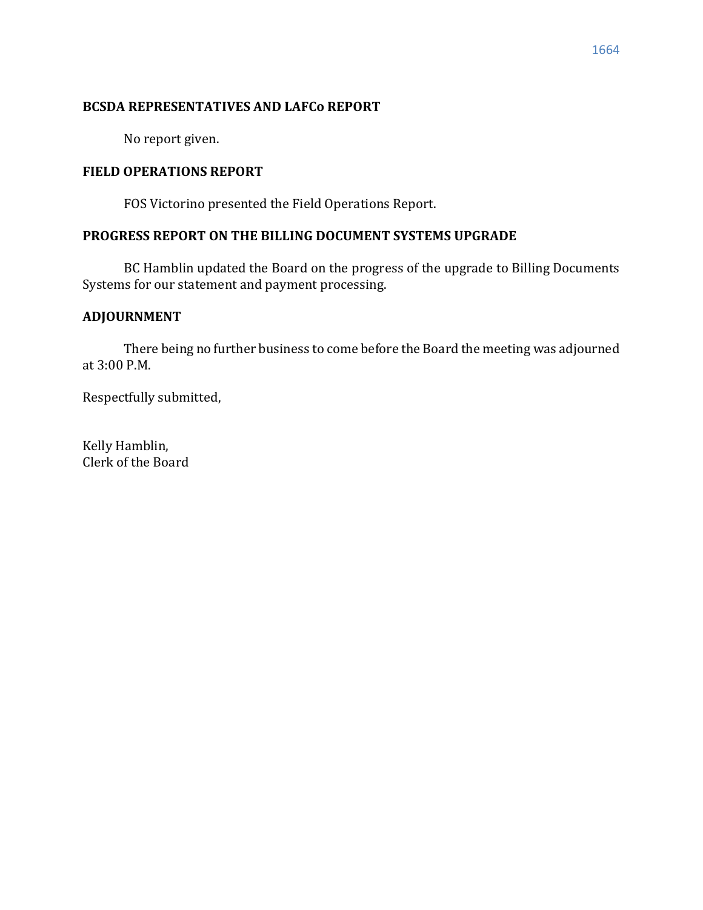**BCSDA REPRESENTATIVES AND LAFCo REPORT**

No report given.

**FIELD OPERATIONS REPORT**

FOS Victorino presented the Field Operations Report.

**PROGRESS REPORT ON THE BILLING DOCUMENT SYSTEMS UPGRADE**

BC Hamblin updated the Board on the progress of the upgrade to Billing Documents Systems for our statement and payment processing.

**ADJOURNMENT**

There being no further business to come before the Board the meeting was adjourned at 3:00 P.M.

Respectfully submitted,

Kelly Hamblin,
Clerk of the Board